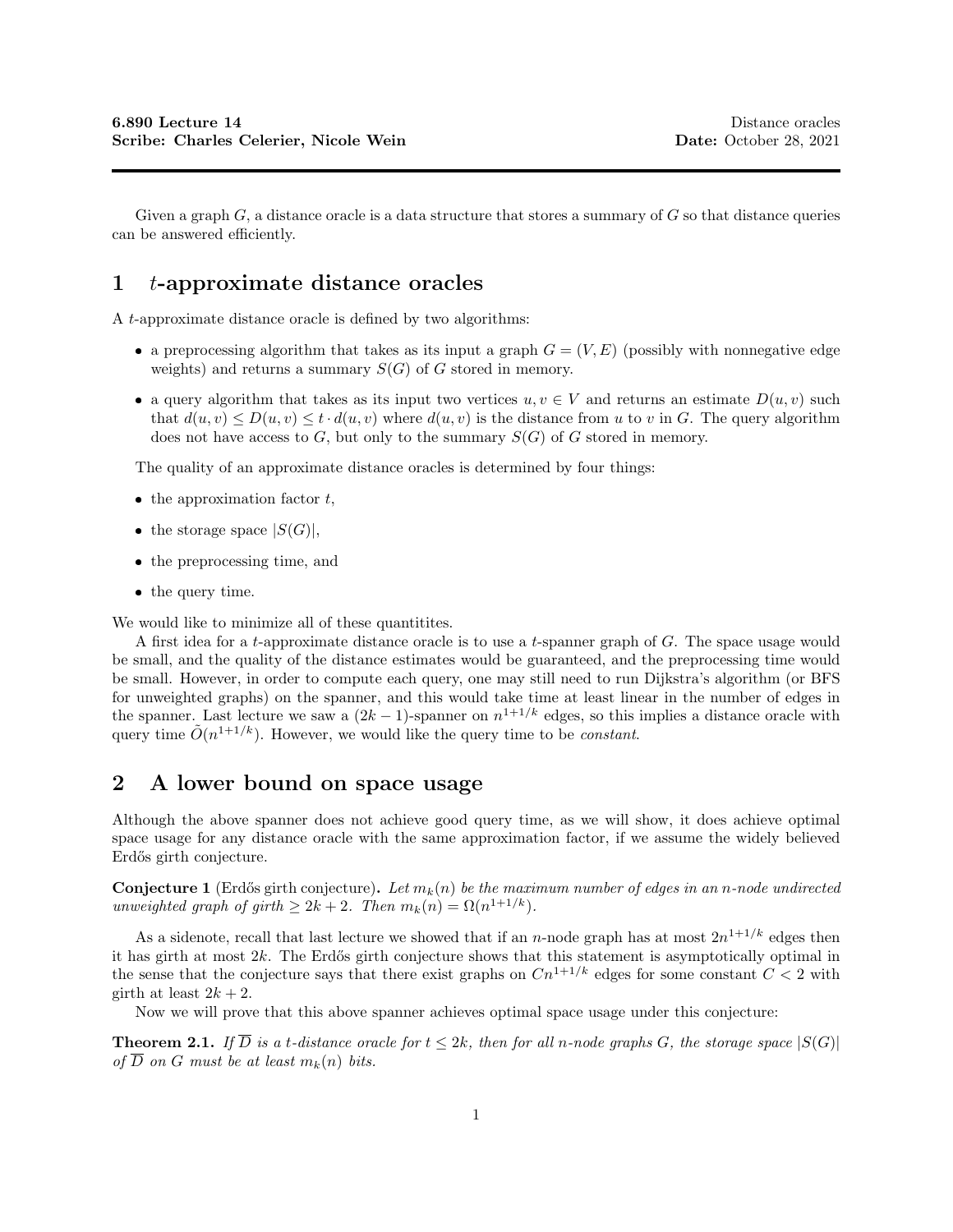**6.890 Lecture 14** Distance oracles
**Scribe: Charles Celerier, Nicole Wein** **Date:** October 28, 2021

---

Given a graph $G$, a distance oracle is a data structure that stores a summary of $G$ so that distance queries can be answered efficiently.

# 1 $t$-approximate distance oracles

A $t$-approximate distance oracle is defined by two algorithms:

- a preprocessing algorithm that takes as its input a graph $G = (V, E)$ (possibly with nonnegative edge weights) and returns a summary $S(G)$ of $G$ stored in memory.
- a query algorithm that takes as its input two vertices $u, v \in V$ and returns an estimate $D(u, v)$ such that $d(u, v) \leq D(u, v) \leq t \cdot d(u, v)$ where $d(u, v)$ is the distance from $u$ to $v$ in $G$. The query algorithm does not have access to $G$, but only to the summary $S(G)$ of $G$ stored in memory.

The quality of an approximate distance oracles is determined by four things:

- the approximation factor $t$,
- the storage space $|S(G)|$,
- the preprocessing time, and
- the query time.

We would like to minimize all of these quantitites.

A first idea for a $t$-approximate distance oracle is to use a $t$-spanner graph of $G$. The space usage would be small, and the quality of the distance estimates would be guaranteed, and the preprocessing time would be small. However, in order to compute each query, one may still need to run Dijkstra's algorithm (or BFS for unweighted graphs) on the spanner, and this would take time at least linear in the number of edges in the spanner. Last lecture we saw a $(2k-1)$-spanner on $n^{1+1/k}$ edges, so this implies a distance oracle with query time $\tilde{O}(n^{1+1/k})$. However, we would like the query time to be *constant*.

# 2 A lower bound on space usage

Although the above spanner does not achieve good query time, as we will show, it does achieve optimal space usage for any distance oracle with the same approximation factor, if we assume the widely believed Erdős girth conjecture.

**Conjecture 1** (Erdős girth conjecture)**.** *Let $m_k(n)$ be the maximum number of edges in an $n$-node undirected unweighted graph of girth $\geq 2k+2$. Then $m_k(n) = \Omega(n^{1+1/k})$.*

As a sidenote, recall that last lecture we showed that if an $n$-node graph has at most $2n^{1+1/k}$ edges then it has girth at most $2k$. The Erdős girth conjecture shows that this statement is asymptotically optimal in the sense that the conjecture says that there exist graphs on $Cn^{1+1/k}$ edges for some constant $C < 2$ with girth at least $2k+2$.

Now we will prove that this above spanner achieves optimal space usage under this conjecture:

**Theorem 2.1.** *If $\overline{D}$ is a $t$-distance oracle for $t \leq 2k$, then for all $n$-node graphs $G$, the storage space $|S(G)|$ of $\overline{D}$ on $G$ must be at least $m_k(n)$ bits.*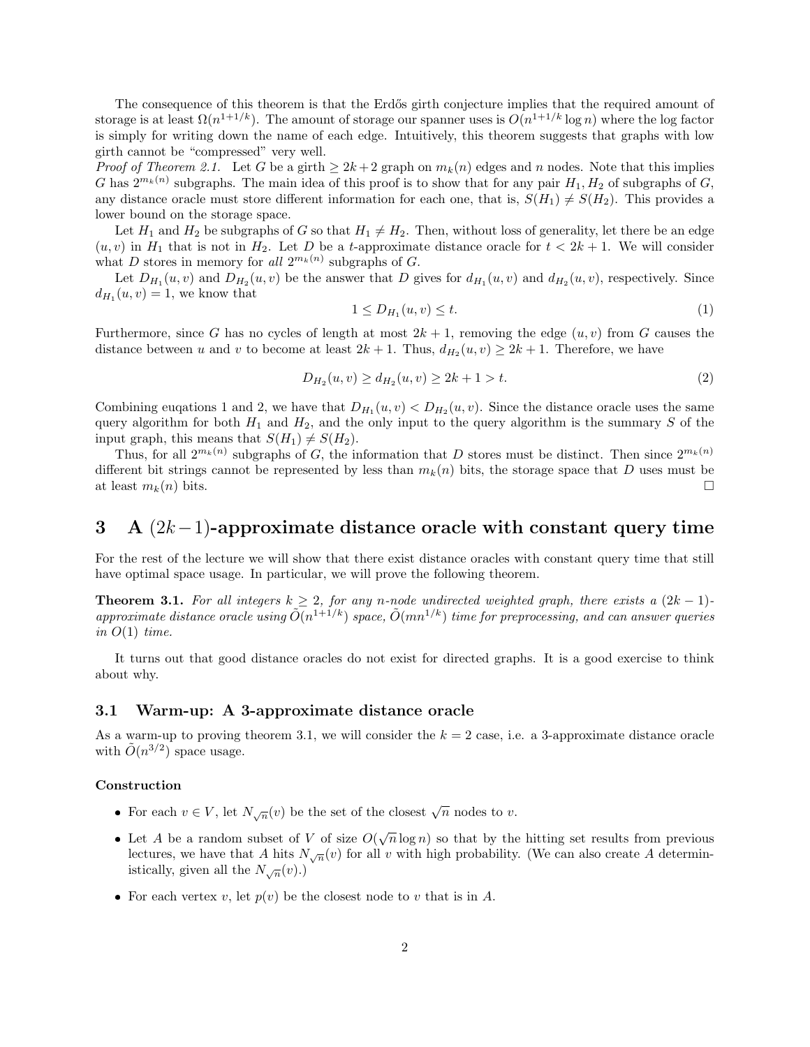The consequence of this theorem is that the Erdős girth conjecture implies that the required amount of storage is at least $\Omega(n^{1+1/k})$. The amount of storage our spanner uses is $O(n^{1+1/k}\log n)$ where the log factor is simply for writing down the name of each edge. Intuitively, this theorem suggests that graphs with low girth cannot be "compressed" very well.

*Proof of Theorem 2.1.* Let $G$ be a girth $\geq 2k+2$ graph on $m_k(n)$ edges and $n$ nodes. Note that this implies $G$ has $2^{m_k(n)}$ subgraphs. The main idea of this proof is to show that for any pair $H_1, H_2$ of subgraphs of $G$, any distance oracle must store different information for each one, that is, $S(H_1) \neq S(H_2)$. This provides a lower bound on the storage space.

Let $H_1$ and $H_2$ be subgraphs of $G$ so that $H_1 \neq H_2$. Then, without loss of generality, let there be an edge $(u, v)$ in $H_1$ that is not in $H_2$. Let $D$ be a $t$-approximate distance oracle for $t < 2k+1$. We will consider what $D$ stores in memory for *all* $2^{m_k(n)}$ subgraphs of $G$.

Let $D_{H_1}(u, v)$ and $D_{H_2}(u, v)$ be the answer that $D$ gives for $d_{H_1}(u, v)$ and $d_{H_2}(u, v)$, respectively. Since $d_{H_1}(u, v) = 1$, we know that

$$1 \leq D_{H_1}(u, v) \leq t. \tag{1}$$

Furthermore, since $G$ has no cycles of length at most $2k+1$, removing the edge $(u, v)$ from $G$ causes the distance between $u$ and $v$ to become at least $2k+1$. Thus, $d_{H_2}(u, v) \geq 2k+1$. Therefore, we have

$$D_{H_2}(u, v) \geq d_{H_2}(u, v) \geq 2k+1 > t. \tag{2}$$

Combining euqations 1 and 2, we have that $D_{H_1}(u, v) < D_{H_2}(u, v)$. Since the distance oracle uses the same query algorithm for both $H_1$ and $H_2$, and the only input to the query algorithm is the summary $S$ of the input graph, this means that $S(H_1) \neq S(H_2)$.

Thus, for all $2^{m_k(n)}$ subgraphs of $G$, the information that $D$ stores must be distinct. Then since $2^{m_k(n)}$ different bit strings cannot be represented by less than $m_k(n)$ bits, the storage space that $D$ uses must be at least $m_k(n)$ bits. $\square$

# 3 A $(2k-1)$-approximate distance oracle with constant query time

For the rest of the lecture we will show that there exist distance oracles with constant query time that still have optimal space usage. In particular, we will prove the following theorem.

**Theorem 3.1.** *For all integers $k \geq 2$, for any $n$-node undirected weighted graph, there exists a $(2k-1)$-approximate distance oracle using $\tilde{O}(n^{1+1/k})$ space, $\tilde{O}(mn^{1/k})$ time for preprocessing, and can answer queries in $O(1)$ time.*

It turns out that good distance oracles do not exist for directed graphs. It is a good exercise to think about why.

## 3.1 Warm-up: A 3-approximate distance oracle

As a warm-up to proving theorem 3.1, we will consider the $k = 2$ case, i.e. a 3-approximate distance oracle with $\tilde{O}(n^{3/2})$ space usage.

### Construction

- For each $v \in V$, let $N_{\sqrt{n}}(v)$ be the set of the closest $\sqrt{n}$ nodes to $v$.
- Let $A$ be a random subset of $V$ of size $O(\sqrt{n}\log n)$ so that by the hitting set results from previous lectures, we have that $A$ hits $N_{\sqrt{n}}(v)$ for all $v$ with high probability. (We can also create $A$ deterministically, given all the $N_{\sqrt{n}}(v)$.)
- For each vertex $v$, let $p(v)$ be the closest node to $v$ that is in $A$.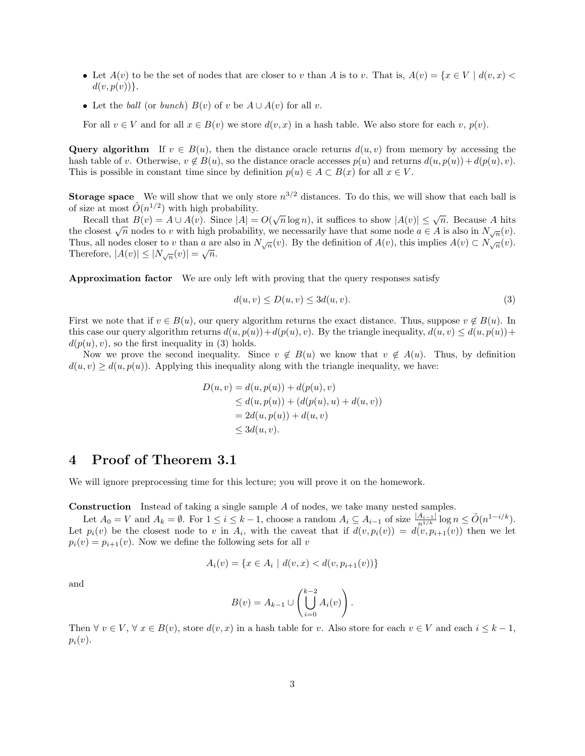- Let $A(v)$ to be the set of nodes that are closer to $v$ than $A$ is to $v$. That is, $A(v) = \{x \in V \mid d(v, x) < d(v, p(v))\}$.
- Let the *ball* (or *bunch*) $B(v)$ of $v$ be $A \cup A(v)$ for all $v$.

For all $v \in V$ and for all $x \in B(v)$ we store $d(v, x)$ in a hash table. We also store for each $v$, $p(v)$.

**Query algorithm** If $v \in B(u)$, then the distance oracle returns $d(u, v)$ from memory by accessing the hash table of $v$. Otherwise, $v \notin B(u)$, so the distance oracle accesses $p(u)$ and returns $d(u, p(u)) + d(p(u), v)$. This is possible in constant time since by definition $p(u) \in A \subset B(x)$ for all $x \in V$.

**Storage space** We will show that we only store $n^{3/2}$ distances. To do this, we will show that each ball is of size at most $\tilde{O}(n^{1/2})$ with high probability.

Recall that $B(v) = A \cup A(v)$. Since $|A| = O(\sqrt{n} \log n)$, it suffices to show $|A(v)| \leq \sqrt{n}$. Because $A$ hits the closest $\sqrt{n}$ nodes to $v$ with high probability, we necessarily have that some node $a \in A$ is also in $N_{\sqrt{n}}(v)$. Thus, all nodes closer to $v$ than $a$ are also in $N_{\sqrt{n}}(v)$. By the definition of $A(v)$, this implies $A(v) \subset N_{\sqrt{n}}(v)$. Therefore, $|A(v)| \leq |N_{\sqrt{n}}(v)| = \sqrt{n}$.

**Approximation factor** We are only left with proving that the query responses satisfy

$$d(u, v) \leq D(u, v) \leq 3d(u, v). \tag{3}$$

First we note that if $v \in B(u)$, our query algorithm returns the exact distance. Thus, suppose $v \notin B(u)$. In this case our query algorithm returns $d(u, p(u)) + d(p(u), v)$. By the triangle inequality, $d(u, v) \leq d(u, p(u)) + d(p(u), v)$, so the first inequality in (3) holds.

Now we prove the second inequality. Since $v \notin B(u)$ we know that $v \notin A(u)$. Thus, by definition $d(u, v) \geq d(u, p(u))$. Applying this inequality along with the triangle inequality, we have:

$$\begin{aligned}
D(u, v) &= d(u, p(u)) + d(p(u), v) \\
&\leq d(u, p(u)) + (d(p(u), u) + d(u, v)) \\
&= 2d(u, p(u)) + d(u, v) \\
&\leq 3d(u, v).
\end{aligned}$$

# 4 Proof of Theorem 3.1

We will ignore preprocessing time for this lecture; you will prove it on the homework.

**Construction** Instead of taking a single sample $A$ of nodes, we take many nested samples.

Let $A_0 = V$ and $A_k = \emptyset$. For $1 \leq i \leq k-1$, choose a random $A_i \subseteq A_{i-1}$ of size $\frac{|A_{i-1}|}{n^{1/k}} \log n \leq \tilde{O}(n^{1-i/k})$. Let $p_i(v)$ be the closest node to $v$ in $A_i$, with the caveat that if $d(v, p_i(v)) = d(v, p_{i+1}(v))$ then we let $p_i(v) = p_{i+1}(v)$. Now we define the following sets for all $v$

$$A_i(v) = \{x \in A_i \mid d(v, x) < d(v, p_{i+1}(v))\}$$

and

$$B(v) = A_{k-1} \cup \left( \bigcup_{i=0}^{k-2} A_i(v) \right).$$

Then $\forall\, v \in V$, $\forall\, x \in B(v)$, store $d(v, x)$ in a hash table for $v$. Also store for each $v \in V$ and each $i \leq k-1$, $p_i(v)$.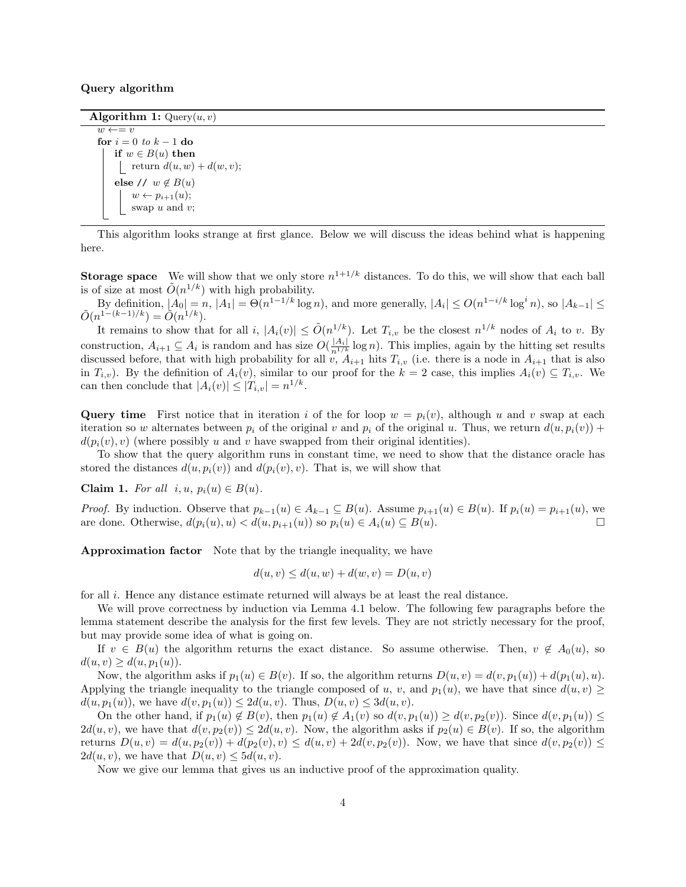**Query algorithm**

```
Algorithm 1: Query(u, v)
w ←= v
for i = 0 to k − 1 do
    if w ∈ B(u) then
        return d(u, w) + d(w, v);
    else // w ∉ B(u)
        w ← p_{i+1}(u);
        swap u and v;
```

This algorithm looks strange at first glance. Below we will discuss the ideas behind what is happening here.

**Storage space** We will show that we only store $n^{1+1/k}$ distances. To do this, we will show that each ball is of size at most $\tilde{O}(n^{1/k})$ with high probability.

By definition, $|A_0| = n$, $|A_1| = \Theta(n^{1-1/k} \log n)$, and more generally, $|A_i| \leq O(n^{1-i/k} \log^i n)$, so $|A_{k-1}| \leq \tilde{O}(n^{1-(k-1)/k}) = \tilde{O}(n^{1/k})$.

It remains to show that for all $i$, $|A_i(v)| \leq \tilde{O}(n^{1/k})$. Let $T_{i,v}$ be the closest $n^{1/k}$ nodes of $A_i$ to $v$. By construction, $A_{i+1} \subseteq A_i$ is random and has size $O(\frac{|A_i|}{n^{1/k}} \log n)$. This implies, again by the hitting set results discussed before, that with high probability for all $v$, $A_{i+1}$ hits $T_{i,v}$ (i.e. there is a node in $A_{i+1}$ that is also in $T_{i,v}$). By the definition of $A_i(v)$, similar to our proof for the $k = 2$ case, this implies $A_i(v) \subseteq T_{i,v}$. We can then conclude that $|A_i(v)| \leq |T_{i,v}| = n^{1/k}$.

**Query time** First notice that in iteration $i$ of the for loop $w = p_i(v)$, although $u$ and $v$ swap at each iteration so $w$ alternates between $p_i$ of the original $v$ and $p_i$ of the original $u$. Thus, we return $d(u, p_i(v)) + d(p_i(v), v)$ (where possibly $u$ and $v$ have swapped from their original identities).

To show that the query algorithm runs in constant time, we need to show that the distance oracle has stored the distances $d(u, p_i(v))$ and $d(p_i(v), v)$. That is, we will show that

**Claim 1.** *For all $i, u$, $p_i(u) \in B(u)$.*

*Proof.* By induction. Observe that $p_{k-1}(u) \in A_{k-1} \subseteq B(u)$. Assume $p_{i+1}(u) \in B(u)$. If $p_i(u) = p_{i+1}(u)$, we are done. Otherwise, $d(p_i(u), u) < d(u, p_{i+1}(u))$ so $p_i(u) \in A_i(u) \subseteq B(u)$. □

**Approximation factor** Note that by the triangle inequality, we have

$$d(u, v) \leq d(u, w) + d(w, v) = D(u, v)$$

for all $i$. Hence any distance estimate returned will always be at least the real distance.

We will prove correctness by induction via Lemma 4.1 below. The following few paragraphs before the lemma statement describe the analysis for the first few levels. They are not strictly necessary for the proof, but may provide some idea of what is going on.

If $v \in B(u)$ the algorithm returns the exact distance. So assume otherwise. Then, $v \notin A_0(u)$, so $d(u, v) \geq d(u, p_1(u))$.

Now, the algorithm asks if $p_1(u) \in B(v)$. If so, the algorithm returns $D(u, v) = d(v, p_1(u)) + d(p_1(u), u)$. Applying the triangle inequality to the triangle composed of $u$, $v$, and $p_1(u)$, we have that since $d(u, v) \geq d(u, p_1(u))$, we have $d(v, p_1(u)) \leq 2d(u, v)$. Thus, $D(u, v) \leq 3d(u, v)$.

On the other hand, if $p_1(u) \notin B(v)$, then $p_1(u) \notin A_1(v)$ so $d(v, p_1(u)) \geq d(v, p_2(v))$. Since $d(v, p_1(u)) \leq 2d(u, v)$, we have that $d(v, p_2(v)) \leq 2d(u, v)$. Now, the algorithm asks if $p_2(u) \in B(v)$. If so, the algorithm returns $D(u, v) = d(u, p_2(v)) + d(p_2(v), v) \leq d(u, v) + 2d(v, p_2(v))$. Now, we have that since $d(v, p_2(v)) \leq 2d(u, v)$, we have that $D(u, v) \leq 5d(u, v)$.

Now we give our lemma that gives us an inductive proof of the approximation quality.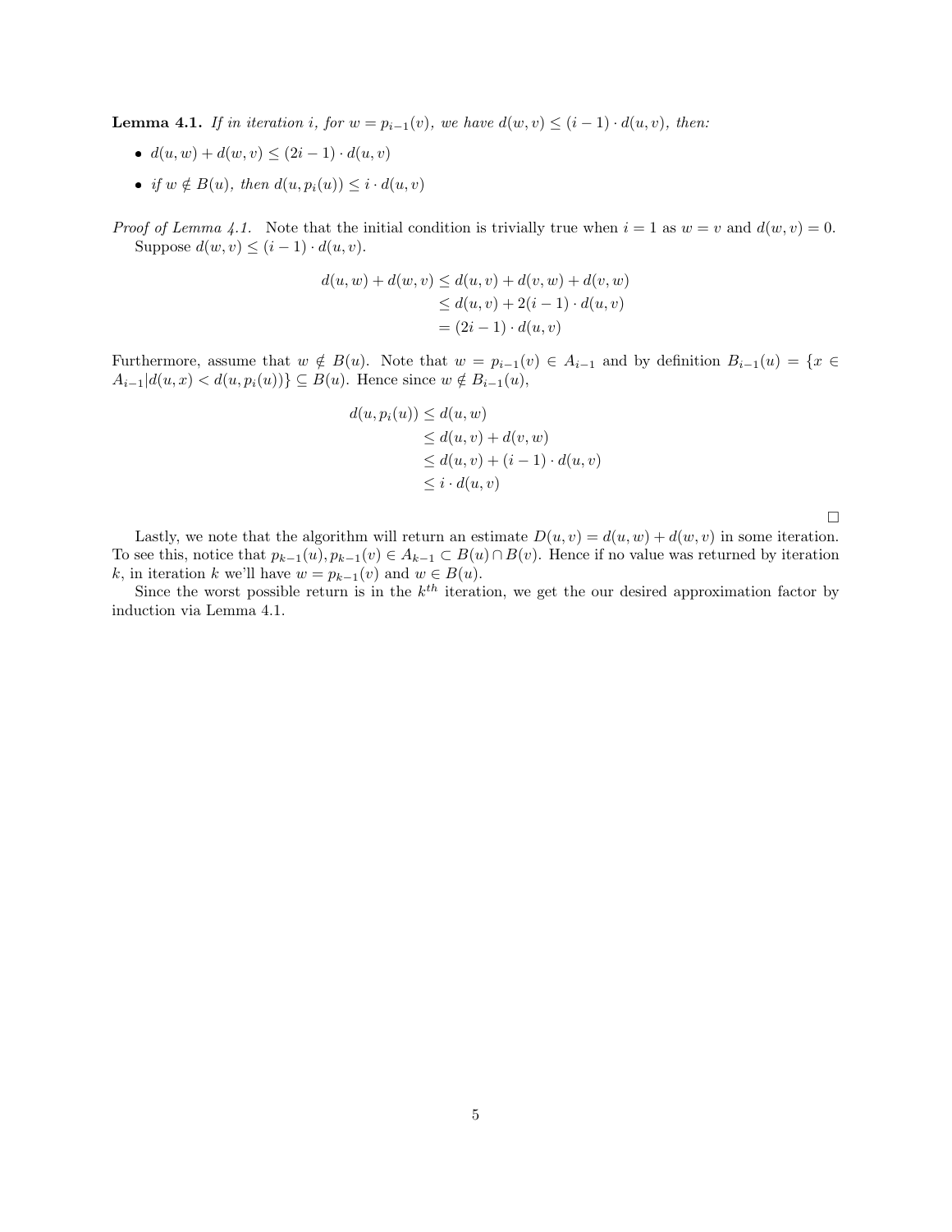**Lemma 4.1.** *If in iteration $i$, for $w = p_{i-1}(v)$, we have $d(w, v) \leq (i-1) \cdot d(u, v)$, then:*

- *$d(u, w) + d(w, v) \leq (2i - 1) \cdot d(u, v)$*
- *if $w \notin B(u)$, then $d(u, p_i(u)) \leq i \cdot d(u, v)$*

*Proof of Lemma 4.1.* Note that the initial condition is trivially true when $i = 1$ as $w = v$ and $d(w, v) = 0$.

Suppose $d(w, v) \leq (i - 1) \cdot d(u, v)$.

$$\begin{aligned} d(u, w) + d(w, v) &\leq d(u, v) + d(v, w) + d(v, w) \\ &\leq d(u, v) + 2(i - 1) \cdot d(u, v) \\ &= (2i - 1) \cdot d(u, v) \end{aligned}$$

Furthermore, assume that $w \notin B(u)$. Note that $w = p_{i-1}(v) \in A_{i-1}$ and by definition $B_{i-1}(u) = \{x \in A_{i-1} | d(u, x) < d(u, p_i(u))\} \subseteq B(u)$. Hence since $w \notin B_{i-1}(u)$,

$$\begin{aligned} d(u, p_i(u)) &\leq d(u, w) \\ &\leq d(u, v) + d(v, w) \\ &\leq d(u, v) + (i - 1) \cdot d(u, v) \\ &\leq i \cdot d(u, v) \end{aligned}$$

□

Lastly, we note that the algorithm will return an estimate $D(u, v) = d(u, w) + d(w, v)$ in some iteration. To see this, notice that $p_{k-1}(u), p_{k-1}(v) \in A_{k-1} \subset B(u) \cap B(v)$. Hence if no value was returned by iteration $k$, in iteration $k$ we'll have $w = p_{k-1}(v)$ and $w \in B(u)$.

Since the worst possible return is in the $k^{th}$ iteration, we get the our desired approximation factor by induction via Lemma 4.1.